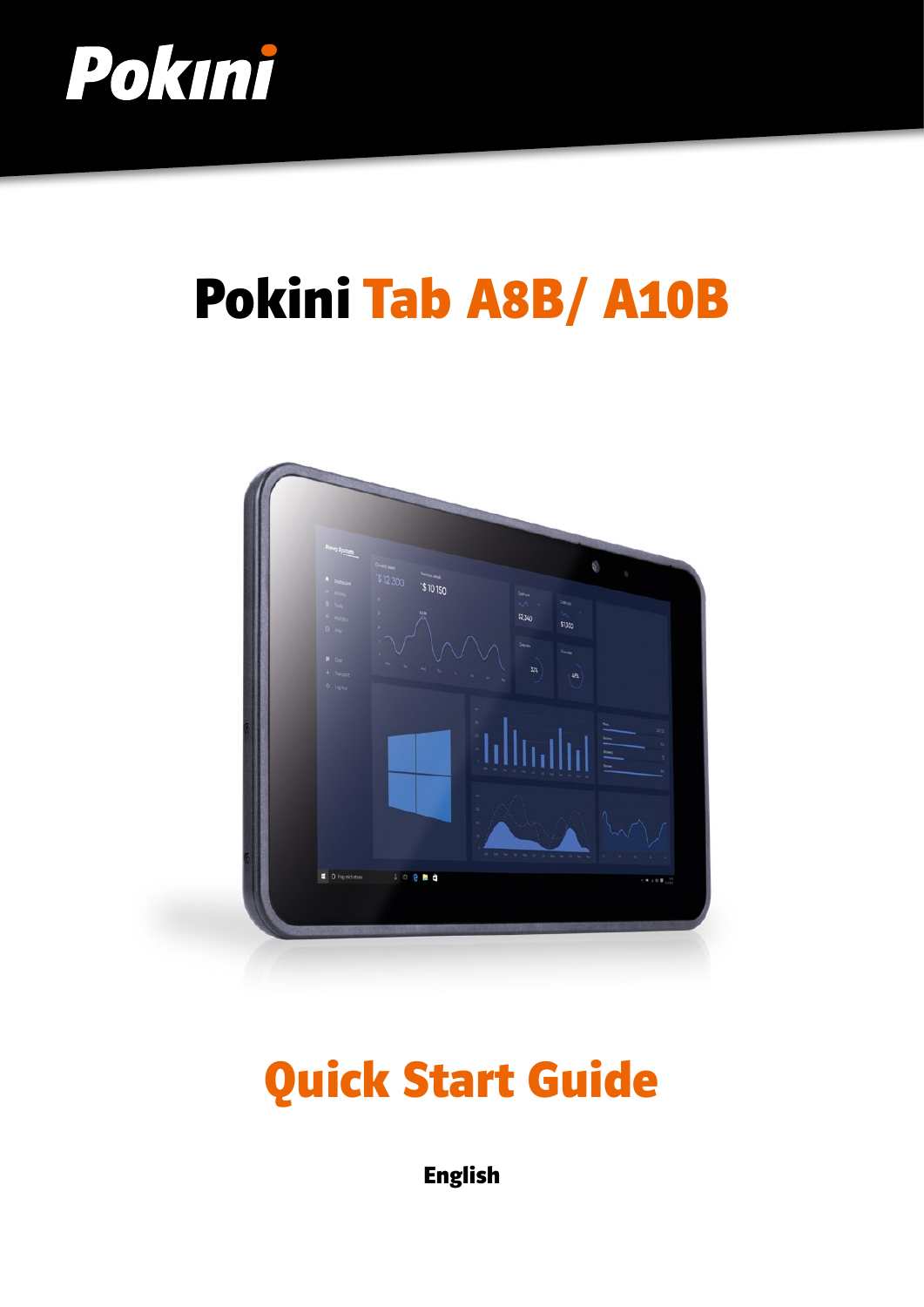# Pokini

# Pokini Tab A8B/ A10B

## Quick Start Guide

**English**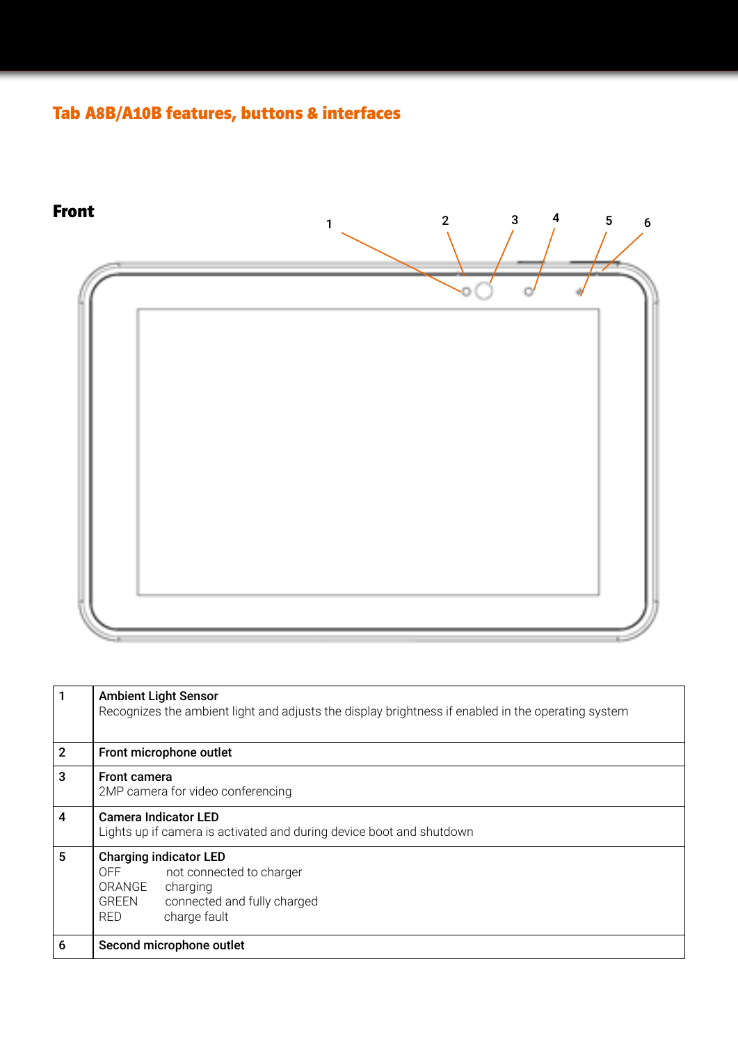## Tab A8B/A10B features, buttons & interfaces

### Front

| | |
|---|---|
| 1 | **Ambient Light Sensor**<br>Recognizes the ambient light and adjusts the display brightness if enabled in the operating system |
| 2 | **Front microphone outlet** |
| 3 | **Front camera**<br>2MP camera for video conferencing |
| 4 | **Camera Indicator LED**<br>Lights up if camera is activated and during device boot and shutdown |
| 5 | **Charging indicator LED**<br>OFF not connected to charger<br>ORANGE charging<br>GREEN connected and fully charged<br>RED charge fault |
| 6 | **Second microphone outlet** |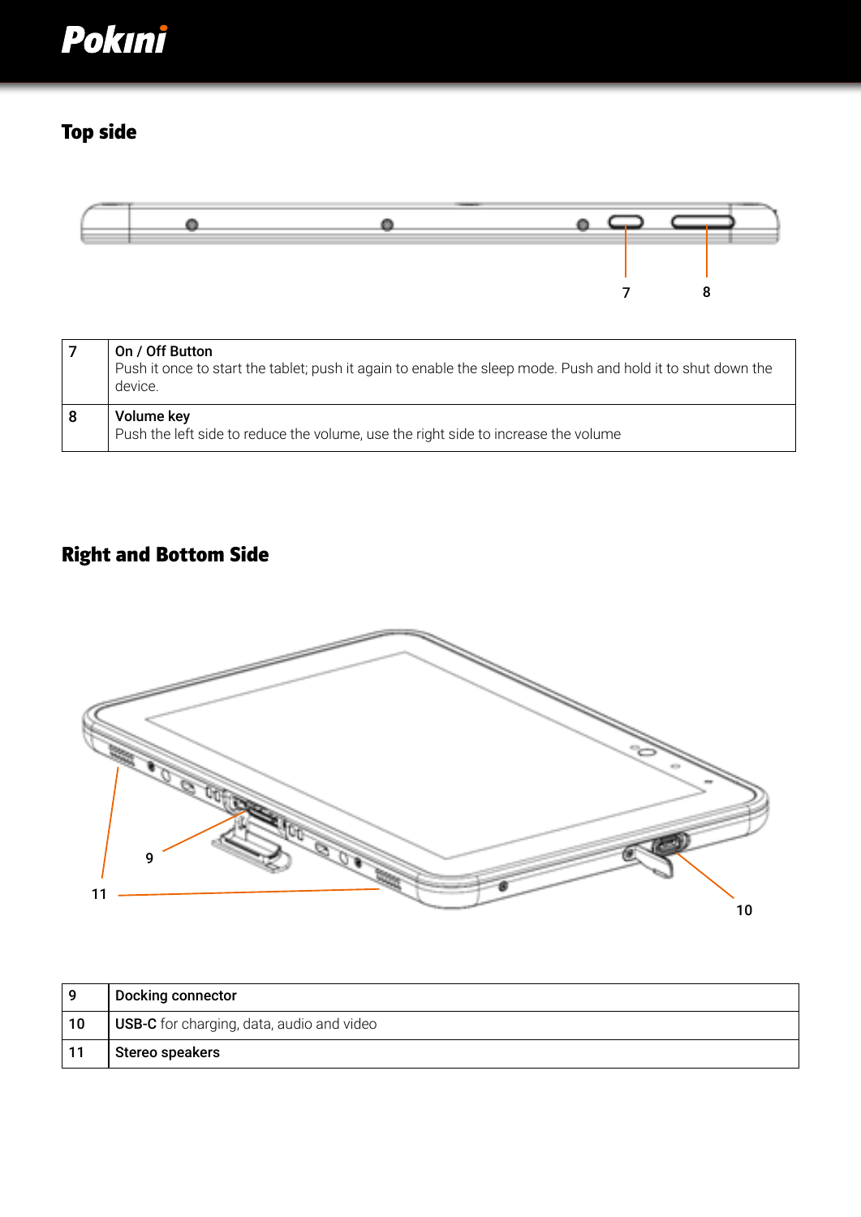## Top side

| 7 | **On / Off Button**<br>Push it once to start the tablet; push it again to enable the sleep mode. Push and hold it to shut down the device. |
|---|---|
| 8 | **Volume key**<br>Push the left side to reduce the volume, use the right side to increase the volume |

## Right and Bottom Side

| 9 | **Docking connector** |
|---|---|
| 10 | **USB-C** for charging, data, audio and video |
| 11 | **Stereo speakers** |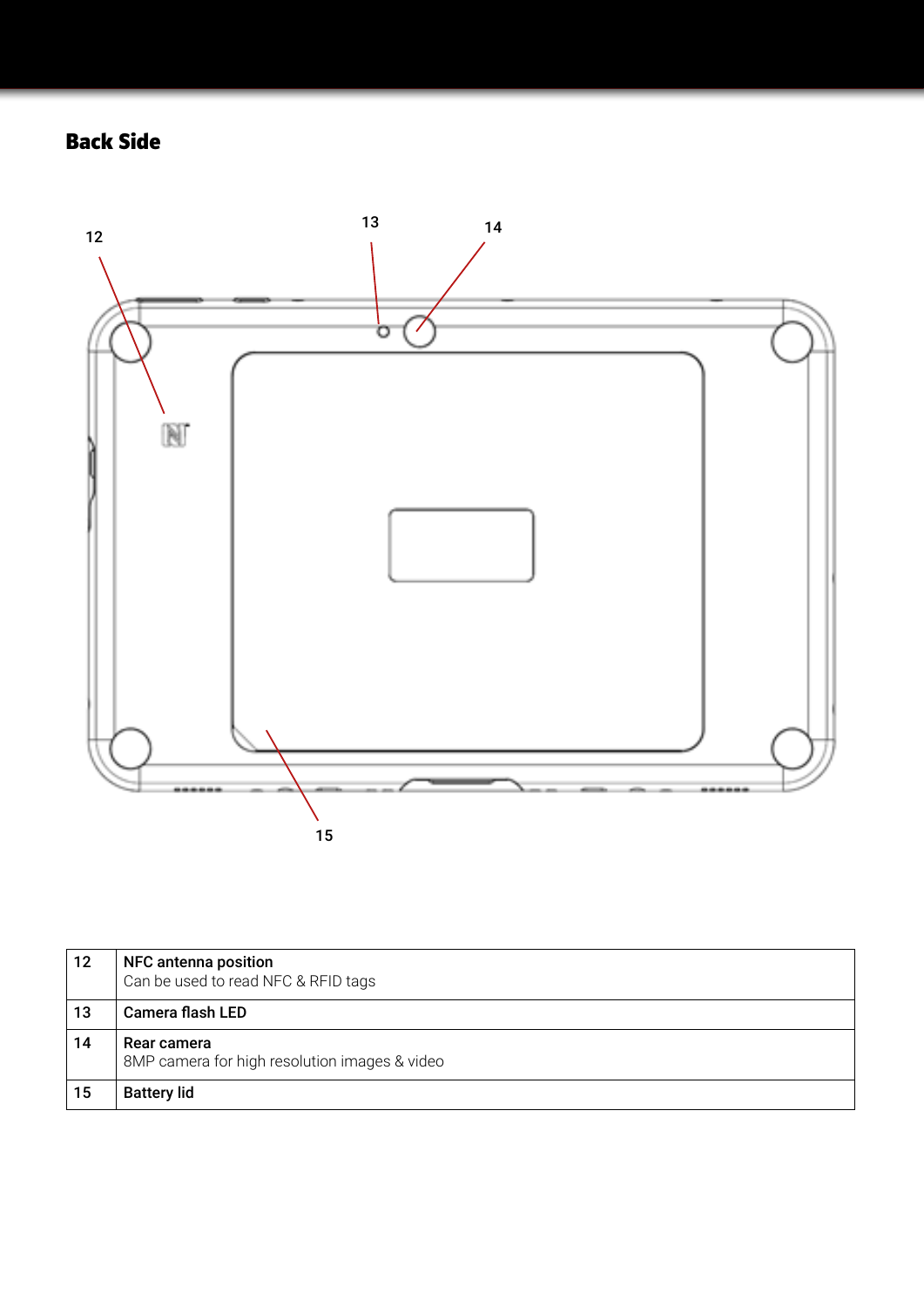## Back Side

| | |
|---|---|
| 12 | **NFC antenna position**<br>Can be used to read NFC & RFID tags |
| 13 | **Camera flash LED** |
| 14 | **Rear camera**<br>8MP camera for high resolution images & video |
| 15 | **Battery lid** |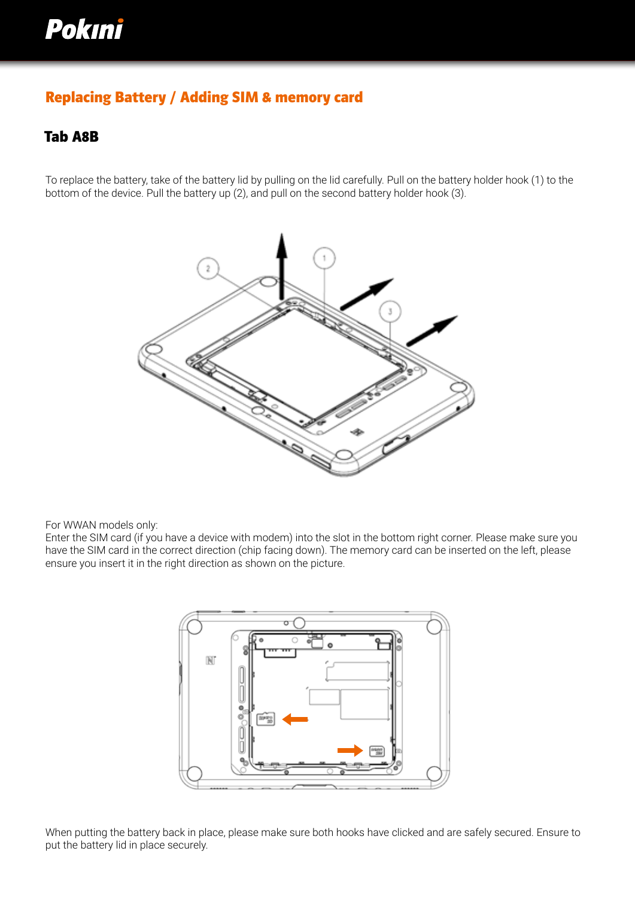## Replacing Battery / Adding SIM & memory card

### Tab A8B

To replace the battery, take of the battery lid by pulling on the lid carefully. Pull on the battery holder hook (1) to the bottom of the device. Pull the battery up (2), and pull on the second battery holder hook (3).

For WWAN models only:
Enter the SIM card (if you have a device with modem) into the slot in the bottom right corner. Please make sure you have the SIM card in the correct direction (chip facing down). The memory card can be inserted on the left, please ensure you insert it in the right direction as shown on the picture.

When putting the battery back in place, please make sure both hooks have clicked and are safely secured. Ensure to put the battery lid in place securely.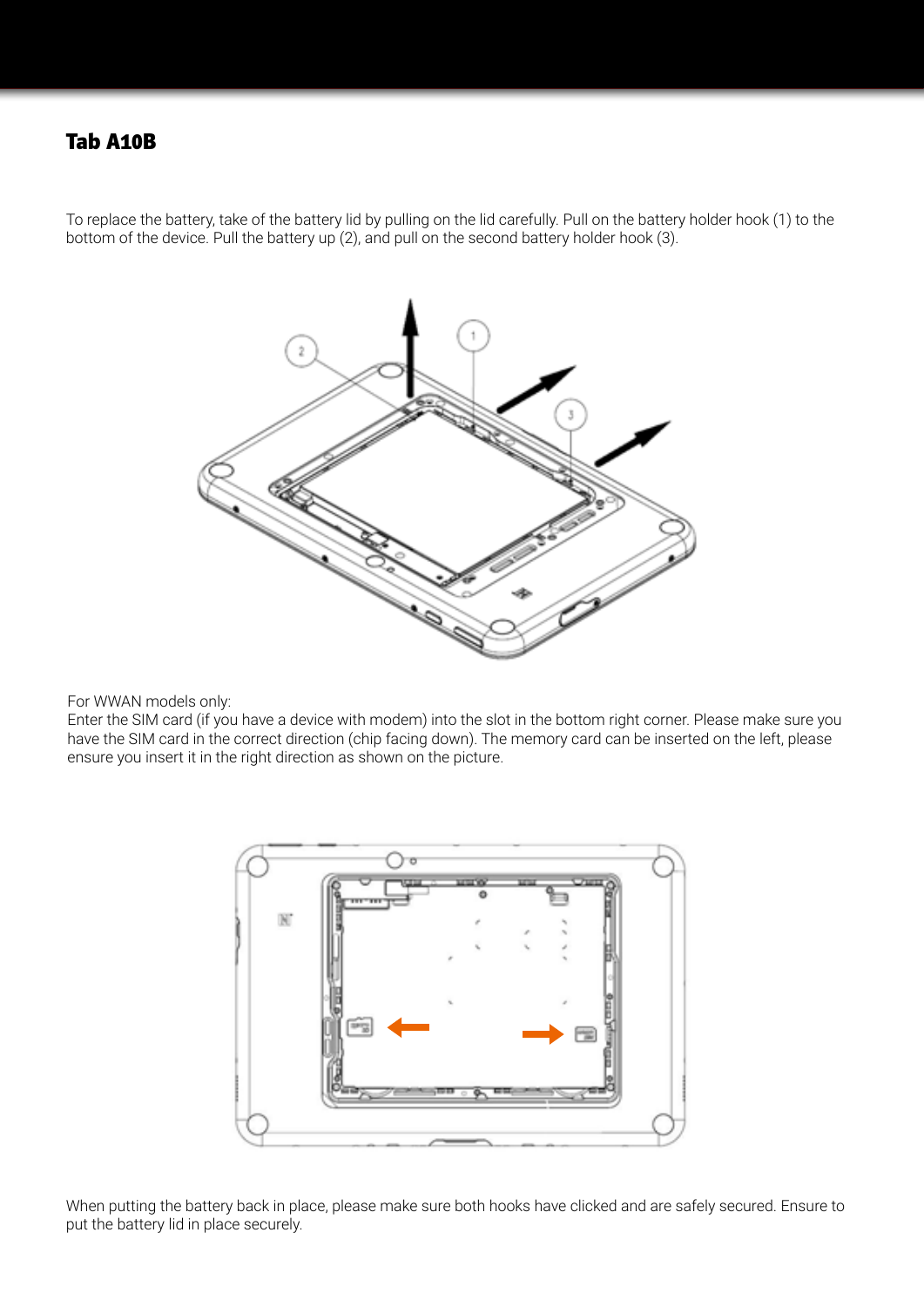## Tab A10B

To replace the battery, take of the battery lid by pulling on the lid carefully. Pull on the battery holder hook (1) to the bottom of the device. Pull the battery up (2), and pull on the second battery holder hook (3).

For WWAN models only:
Enter the SIM card (if you have a device with modem) into the slot in the bottom right corner. Please make sure you have the SIM card in the correct direction (chip facing down). The memory card can be inserted on the left, please ensure you insert it in the right direction as shown on the picture.

When putting the battery back in place, please make sure both hooks have clicked and are safely secured. Ensure to put the battery lid in place securely.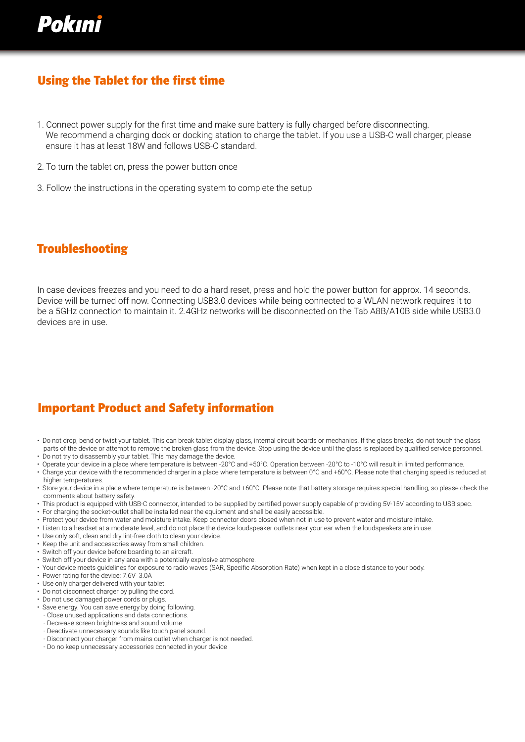## Using the Tablet for the first time

1. Connect power supply for the first time and make sure battery is fully charged before disconnecting. We recommend a charging dock or docking station to charge the tablet. If you use a USB-C wall charger, please ensure it has at least 18W and follows USB-C standard.
2. To turn the tablet on, press the power button once
3. Follow the instructions in the operating system to complete the setup

## Troubleshooting

In case devices freezes and you need to do a hard reset, press and hold the power button for approx. 14 seconds. Device will be turned off now. Connecting USB3.0 devices while being connected to a WLAN network requires it to be a 5GHz connection to maintain it. 2.4GHz networks will be disconnected on the Tab A8B/A10B side while USB3.0 devices are in use.

## Important Product and Safety information

- Do not drop, bend or twist your tablet. This can break tablet display glass, internal circuit boards or mechanics. If the glass breaks, do not touch the glass parts of the device or attempt to remove the broken glass from the device. Stop using the device until the glass is replaced by qualified service personnel.
- Do not try to disassembly your tablet. This may damage the device.
- Operate your device in a place where temperature is between -20°C and +50°C. Operation between -20°C to -10°C will result in limited performance.
- Charge your device with the recommended charger in a place where temperature is between 0°C and +60°C. Please note that charging speed is reduced at higher temperatures.
- Store your device in a place where temperature is between -20°C and +60°C. Please note that battery storage requires special handling, so please check the comments about battery safety.
- This product is equipped with USB-C connector, intended to be supplied by certified power supply capable of providing 5V-15V according to USB spec.
- For charging the socket-outlet shall be installed near the equipment and shall be easily accessible.
- Protect your device from water and moisture intake. Keep connector doors closed when not in use to prevent water and moisture intake.
- Listen to a headset at a moderate level, and do not place the device loudspeaker outlets near your ear when the loudspeakers are in use.
- Use only soft, clean and dry lint-free cloth to clean your device.
- Keep the unit and accessories away from small children.
- Switch off your device before boarding to an aircraft.
- Switch off your device in any area with a potentially explosive atmosphere.
- Your device meets guidelines for exposure to radio waves (SAR, Specific Absorption Rate) when kept in a close distance to your body.
- Power rating for the device: 7.6V 3.0A
- Use only charger delivered with your tablet.
- Do not disconnect charger by pulling the cord.
- Do not use damaged power cords or plugs.
- Save energy. You can save energy by doing following.
  - Close unused applications and data connections.
  - Decrease screen brightness and sound volume.
  - Deactivate unnecessary sounds like touch panel sound.
  - Disconnect your charger from mains outlet when charger is not needed.
  - Do no keep unnecessary accessories connected in your device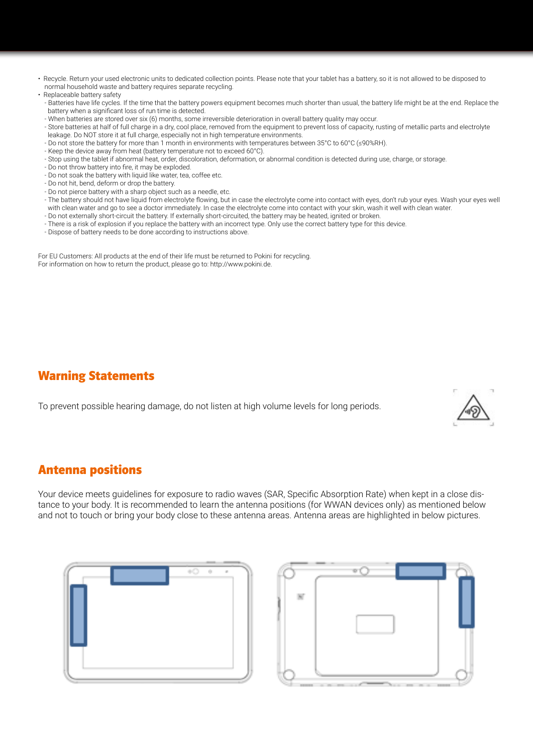- Recycle. Return your used electronic units to dedicated collection points. Please note that your tablet has a battery, so it is not allowed to be disposed to normal household waste and battery requires separate recycling.
- Replaceable battery safety
  - Batteries have life cycles. If the time that the battery powers equipment becomes much shorter than usual, the battery life might be at the end. Replace the battery when a significant loss of run time is detected.
  - When batteries are stored over six (6) months, some irreversible deterioration in overall battery quality may occur.
  - Store batteries at half of full charge in a dry, cool place, removed from the equipment to prevent loss of capacity, rusting of metallic parts and electrolyte leakage. Do NOT store it at full charge, especially not in high temperature environments.
  - Do not store the battery for more than 1 month in environments with temperatures between 35°C to 60°C (≤90%RH).
  - Keep the device away from heat (battery temperature not to exceed 60°C).
  - Stop using the tablet if abnormal heat, order, discoloration, deformation, or abnormal condition is detected during use, charge, or storage.
  - Do not throw battery into fire, it may be exploded.
  - Do not soak the battery with liquid like water, tea, coffee etc.
  - Do not hit, bend, deform or drop the battery.
  - Do not pierce battery with a sharp object such as a needle, etc.
  - The battery should not have liquid from electrolyte flowing, but in case the electrolyte come into contact with eyes, don't rub your eyes. Wash your eyes well with clean water and go to see a doctor immediately. In case the electrolyte come into contact with your skin, wash it well with clean water.
  - Do not externally short-circuit the battery. If externally short-circuited, the battery may be heated, ignited or broken.
  - There is a risk of explosion if you replace the battery with an incorrect type. Only use the correct battery type for this device.
  - Dispose of battery needs to be done according to instructions above.

For EU Customers: All products at the end of their life must be returned to Pokini for recycling.
For information on how to return the product, please go to: http://www.pokini.de.

## Warning Statements

To prevent possible hearing damage, do not listen at high volume levels for long periods.

## Antenna positions

Your device meets guidelines for exposure to radio waves (SAR, Specific Absorption Rate) when kept in a close distance to your body. It is recommended to learn the antenna positions (for WWAN devices only) as mentioned below and not to touch or bring your body close to these antenna areas. Antenna areas are highlighted in below pictures.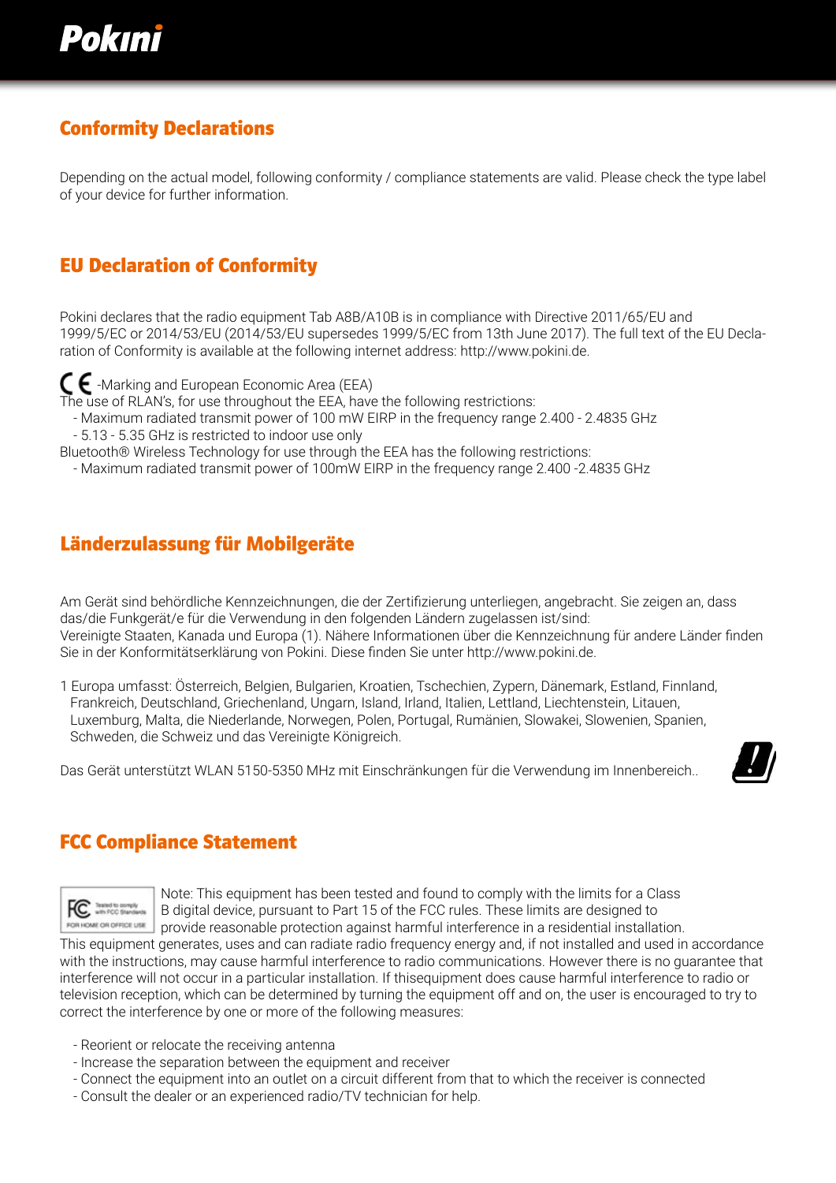## Conformity Declarations

Depending on the actual model, following conformity / compliance statements are valid. Please check the type label of your device for further information.

## EU Declaration of Conformity

Pokini declares that the radio equipment Tab A8B/A10B is in compliance with Directive 2011/65/EU and 1999/5/EC or 2014/53/EU (2014/53/EU supersedes 1999/5/EC from 13th June 2017). The full text of the EU Declaration of Conformity is available at the following internet address: http://www.pokini.de.

CE -Marking and European Economic Area (EEA)
The use of RLAN's, for use throughout the EEA, have the following restrictions:

- Maximum radiated transmit power of 100 mW EIRP in the frequency range 2.400 - 2.4835 GHz
- 5.13 - 5.35 GHz is restricted to indoor use only

Bluetooth® Wireless Technology for use through the EEA has the following restrictions:

- Maximum radiated transmit power of 100mW EIRP in the frequency range 2.400 -2.4835 GHz

## Länderzulassung für Mobilgeräte

Am Gerät sind behördliche Kennzeichnungen, die der Zertifizierung unterliegen, angebracht. Sie zeigen an, dass das/die Funkgerät/e für die Verwendung in den folgenden Ländern zugelassen ist/sind:
Vereinigte Staaten, Kanada und Europa (1). Nähere Informationen über die Kennzeichnung für andere Länder finden Sie in der Konformitätserklärung von Pokini. Diese finden Sie unter http://www.pokini.de.

1 Europa umfasst: Österreich, Belgien, Bulgarien, Kroatien, Tschechien, Zypern, Dänemark, Estland, Finnland, Frankreich, Deutschland, Griechenland, Ungarn, Island, Irland, Italien, Lettland, Liechtenstein, Litauen, Luxemburg, Malta, die Niederlande, Norwegen, Polen, Portugal, Rumänien, Slowakei, Slowenien, Spanien, Schweden, die Schweiz und das Vereinigte Königreich.

Das Gerät unterstützt WLAN 5150-5350 MHz mit Einschränkungen für die Verwendung im Innenbereich..

## FCC Compliance Statement

FC Tested to comply with FCC Standards FOR HOME OR OFFICE USE

Note: This equipment has been tested and found to comply with the limits for a Class B digital device, pursuant to Part 15 of the FCC rules. These limits are designed to provide reasonable protection against harmful interference in a residential installation. This equipment generates, uses and can radiate radio frequency energy and, if not installed and used in accordance with the instructions, may cause harmful interference to radio communications. However there is no guarantee that interference will not occur in a particular installation. If thisequipment does cause harmful interference to radio or television reception, which can be determined by turning the equipment off and on, the user is encouraged to try to correct the interference by one or more of the following measures:

- Reorient or relocate the receiving antenna
- Increase the separation between the equipment and receiver
- Connect the equipment into an outlet on a circuit different from that to which the receiver is connected
- Consult the dealer or an experienced radio/TV technician for help.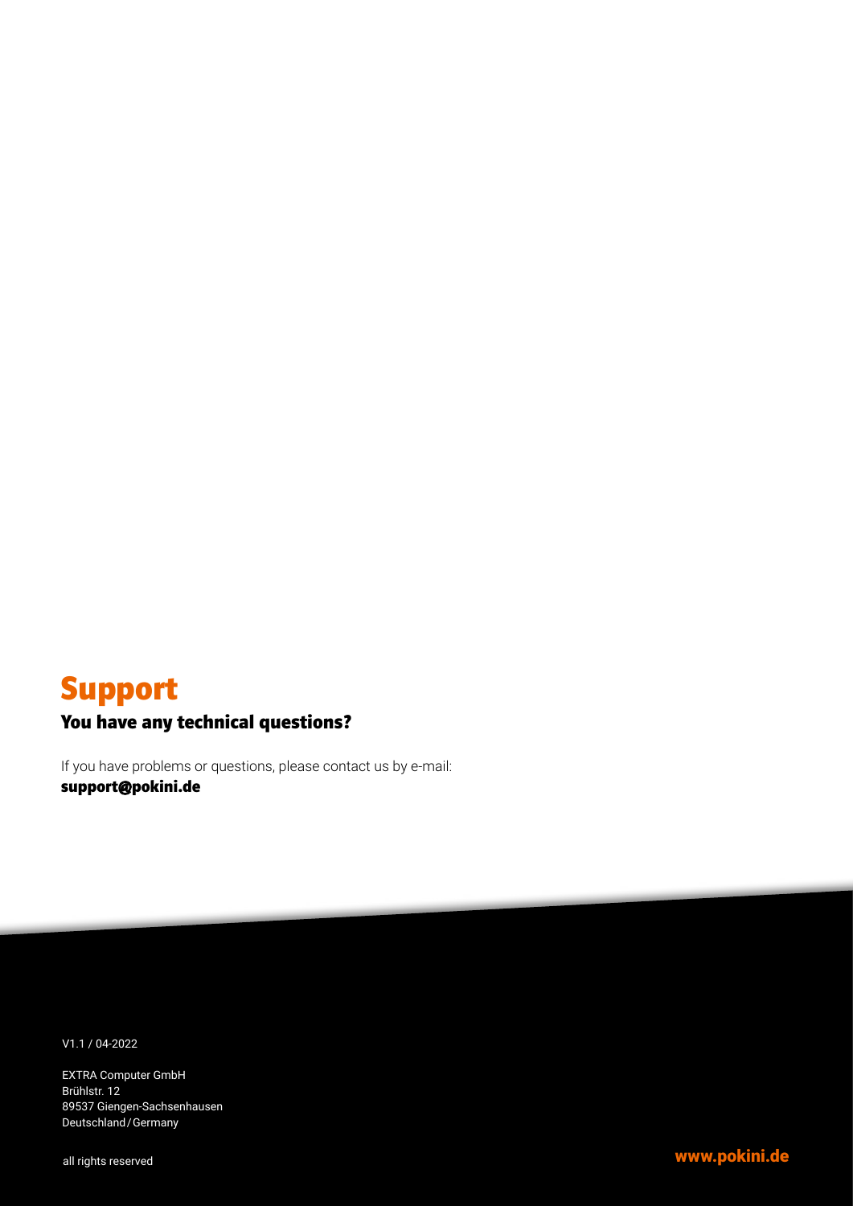# Support

## You have any technical questions?

If you have problems or questions, please contact us by e-mail:
**support@pokini.de**

V1.1 / 04-2022

EXTRA Computer GmbH
Brühlstr. 12
89537 Giengen-Sachsenhausen
Deutschland / Germany

all rights reserved

**www.pokini.de**